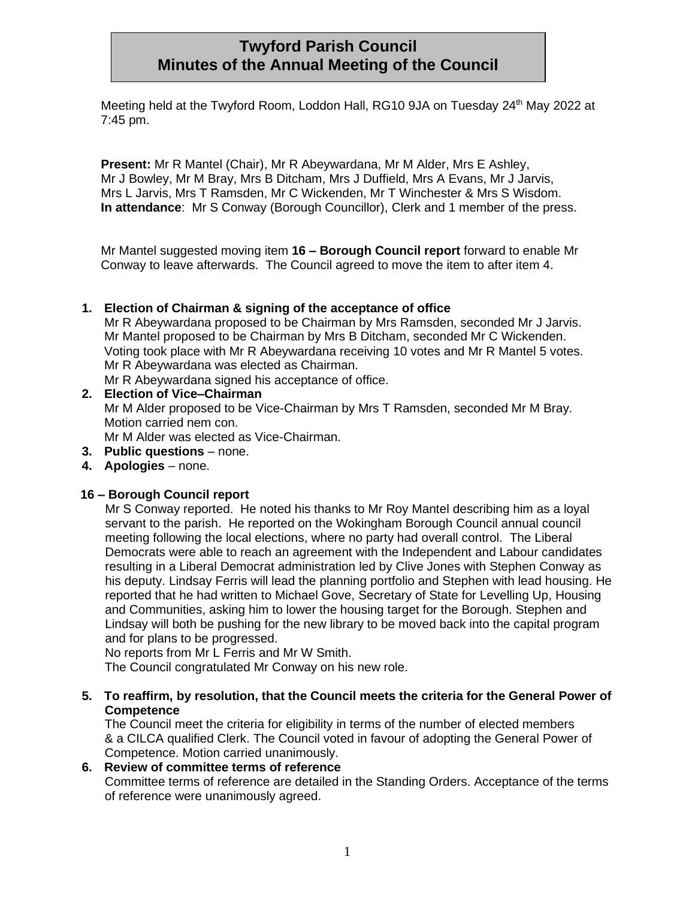# Twyford Parish Council
# Minutes of the Annual Meeting of the Council

Meeting held at the Twyford Room, Loddon Hall, RG10 9JA on Tuesday 24th May 2022 at 7:45 pm.

**Present:** Mr R Mantel (Chair), Mr R Abeywardana, Mr M Alder, Mrs E Ashley, Mr J Bowley, Mr M Bray, Mrs B Ditcham, Mrs J Duffield, Mrs A Evans, Mr J Jarvis, Mrs L Jarvis, Mrs T Ramsden, Mr C Wickenden, Mr T Winchester & Mrs S Wisdom.
**In attendance**: Mr S Conway (Borough Councillor), Clerk and 1 member of the press.

Mr Mantel suggested moving item **16 – Borough Council report** forward to enable Mr Conway to leave afterwards. The Council agreed to move the item to after item 4.

1. **Election of Chairman & signing of the acceptance of office**
   Mr R Abeywardana proposed to be Chairman by Mrs Ramsden, seconded Mr J Jarvis.
   Mr Mantel proposed to be Chairman by Mrs B Ditcham, seconded Mr C Wickenden.
   Voting took place with Mr R Abeywardana receiving 10 votes and Mr R Mantel 5 votes.
   Mr R Abeywardana was elected as Chairman.
   Mr R Abeywardana signed his acceptance of office.
2. **Election of Vice–Chairman**
   Mr M Alder proposed to be Vice-Chairman by Mrs T Ramsden, seconded Mr M Bray.
   Motion carried nem con.
   Mr M Alder was elected as Vice-Chairman.
3. **Public questions** – none.
4. **Apologies** – none.

**16 – Borough Council report**

Mr S Conway reported. He noted his thanks to Mr Roy Mantel describing him as a loyal servant to the parish. He reported on the Wokingham Borough Council annual council meeting following the local elections, where no party had overall control. The Liberal Democrats were able to reach an agreement with the Independent and Labour candidates resulting in a Liberal Democrat administration led by Clive Jones with Stephen Conway as his deputy. Lindsay Ferris will lead the planning portfolio and Stephen with lead housing. He reported that he had written to Michael Gove, Secretary of State for Levelling Up, Housing and Communities, asking him to lower the housing target for the Borough. Stephen and Lindsay will both be pushing for the new library to be moved back into the capital program and for plans to be progressed.
No reports from Mr L Ferris and Mr W Smith.
The Council congratulated Mr Conway on his new role.

5. **To reaffirm, by resolution, that the Council meets the criteria for the General Power of Competence**
   The Council meet the criteria for eligibility in terms of the number of elected members & a CILCA qualified Clerk. The Council voted in favour of adopting the General Power of Competence. Motion carried unanimously.
6. **Review of committee terms of reference**
   Committee terms of reference are detailed in the Standing Orders. Acceptance of the terms of reference were unanimously agreed.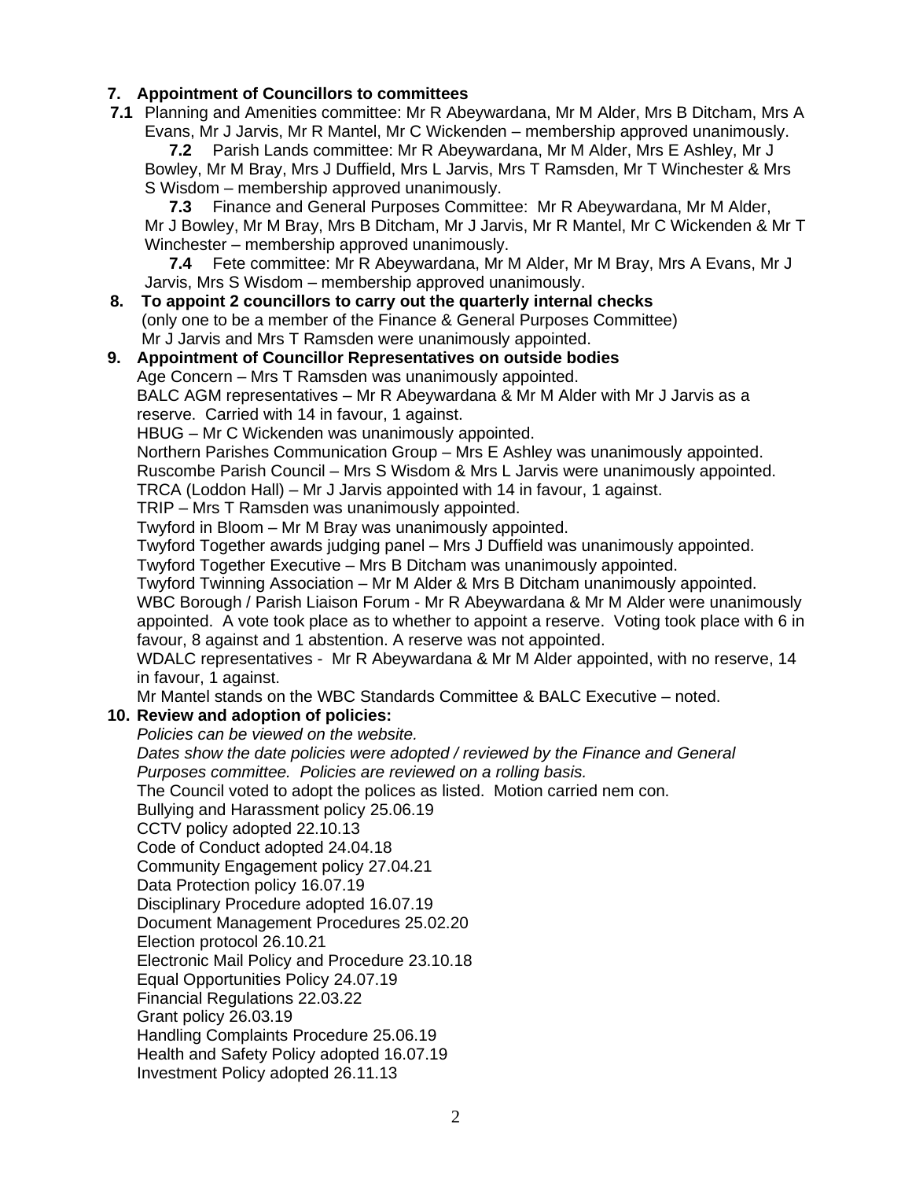**7. Appointment of Councillors to committees**

**7.1** Planning and Amenities committee: Mr R Abeywardana, Mr M Alder, Mrs B Ditcham, Mrs A Evans, Mr J Jarvis, Mr R Mantel, Mr C Wickenden – membership approved unanimously.

**7.2** Parish Lands committee: Mr R Abeywardana, Mr M Alder, Mrs E Ashley, Mr J Bowley, Mr M Bray, Mrs J Duffield, Mrs L Jarvis, Mrs T Ramsden, Mr T Winchester & Mrs S Wisdom – membership approved unanimously.

**7.3** Finance and General Purposes Committee: Mr R Abeywardana, Mr M Alder, Mr J Bowley, Mr M Bray, Mrs B Ditcham, Mr J Jarvis, Mr R Mantel, Mr C Wickenden & Mr T Winchester – membership approved unanimously.

**7.4** Fete committee: Mr R Abeywardana, Mr M Alder, Mr M Bray, Mrs A Evans, Mr J Jarvis, Mrs S Wisdom – membership approved unanimously.

**8. To appoint 2 councillors to carry out the quarterly internal checks**
(only one to be a member of the Finance & General Purposes Committee)
Mr J Jarvis and Mrs T Ramsden were unanimously appointed.

**9. Appointment of Councillor Representatives on outside bodies**

Age Concern – Mrs T Ramsden was unanimously appointed.
BALC AGM representatives – Mr R Abeywardana & Mr M Alder with Mr J Jarvis as a reserve. Carried with 14 in favour, 1 against.
HBUG – Mr C Wickenden was unanimously appointed.
Northern Parishes Communication Group – Mrs E Ashley was unanimously appointed.
Ruscombe Parish Council – Mrs S Wisdom & Mrs L Jarvis were unanimously appointed.
TRCA (Loddon Hall) – Mr J Jarvis appointed with 14 in favour, 1 against.
TRIP – Mrs T Ramsden was unanimously appointed.
Twyford in Bloom – Mr M Bray was unanimously appointed.
Twyford Together awards judging panel – Mrs J Duffield was unanimously appointed.
Twyford Together Executive – Mrs B Ditcham was unanimously appointed.
Twyford Twinning Association – Mr M Alder & Mrs B Ditcham unanimously appointed.
WBC Borough / Parish Liaison Forum - Mr R Abeywardana & Mr M Alder were unanimously appointed. A vote took place as to whether to appoint a reserve. Voting took place with 6 in favour, 8 against and 1 abstention. A reserve was not appointed.
WDALC representatives - Mr R Abeywardana & Mr M Alder appointed, with no reserve, 14 in favour, 1 against.
Mr Mantel stands on the WBC Standards Committee & BALC Executive – noted.

**10. Review and adoption of policies:**

*Policies can be viewed on the website.*
*Dates show the date policies were adopted / reviewed by the Finance and General Purposes committee. Policies are reviewed on a rolling basis.*
The Council voted to adopt the polices as listed. Motion carried nem con.
Bullying and Harassment policy 25.06.19
CCTV policy adopted 22.10.13
Code of Conduct adopted 24.04.18
Community Engagement policy 27.04.21
Data Protection policy 16.07.19
Disciplinary Procedure adopted 16.07.19
Document Management Procedures 25.02.20
Election protocol 26.10.21
Electronic Mail Policy and Procedure 23.10.18
Equal Opportunities Policy 24.07.19
Financial Regulations 22.03.22
Grant policy 26.03.19
Handling Complaints Procedure 25.06.19
Health and Safety Policy adopted 16.07.19
Investment Policy adopted 26.11.13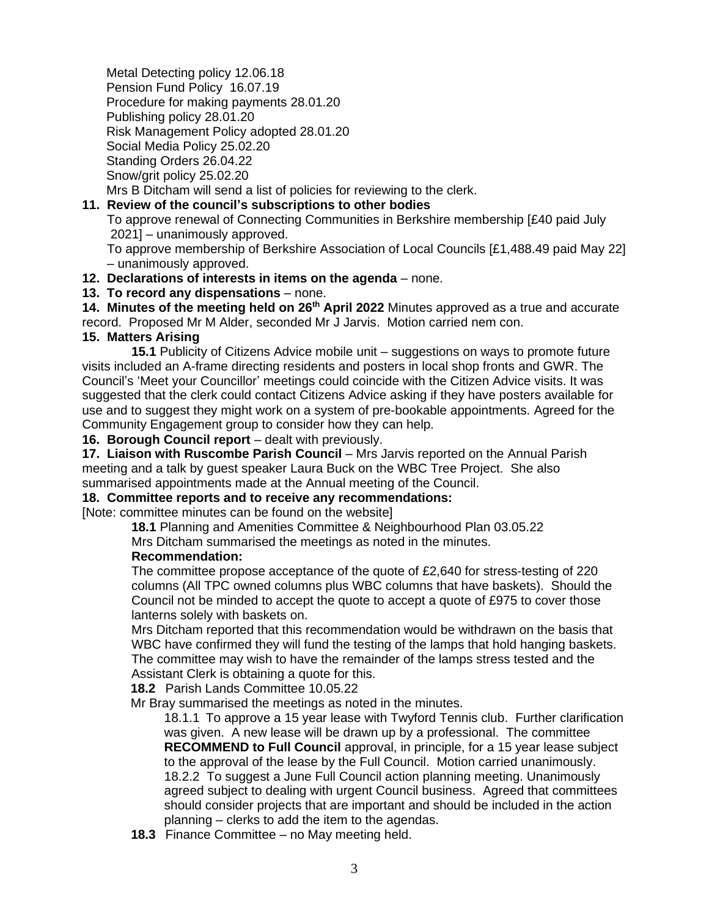Metal Detecting policy 12.06.18
Pension Fund Policy 16.07.19
Procedure for making payments 28.01.20
Publishing policy 28.01.20
Risk Management Policy adopted 28.01.20
Social Media Policy 25.02.20
Standing Orders 26.04.22
Snow/grit policy 25.02.20
Mrs B Ditcham will send a list of policies for reviewing to the clerk.

**11. Review of the council's subscriptions to other bodies**

To approve renewal of Connecting Communities in Berkshire membership [£40 paid July 2021] – unanimously approved.

To approve membership of Berkshire Association of Local Councils [£1,488.49 paid May 22] – unanimously approved.

**12. Declarations of interests in items on the agenda** – none.

**13. To record any dispensations** – none.

**14. Minutes of the meeting held on 26th April 2022** Minutes approved as a true and accurate record. Proposed Mr M Alder, seconded Mr J Jarvis. Motion carried nem con.

**15. Matters Arising**

**15.1** Publicity of Citizens Advice mobile unit – suggestions on ways to promote future visits included an A-frame directing residents and posters in local shop fronts and GWR. The Council's 'Meet your Councillor' meetings could coincide with the Citizen Advice visits. It was suggested that the clerk could contact Citizens Advice asking if they have posters available for use and to suggest they might work on a system of pre-bookable appointments. Agreed for the Community Engagement group to consider how they can help.

**16. Borough Council report** – dealt with previously.

**17. Liaison with Ruscombe Parish Council** – Mrs Jarvis reported on the Annual Parish meeting and a talk by guest speaker Laura Buck on the WBC Tree Project. She also summarised appointments made at the Annual meeting of the Council.

**18. Committee reports and to receive any recommendations:**

[Note: committee minutes can be found on the website]

**18.1** Planning and Amenities Committee & Neighbourhood Plan 03.05.22

Mrs Ditcham summarised the meetings as noted in the minutes.

**Recommendation:**

The committee propose acceptance of the quote of £2,640 for stress-testing of 220 columns (All TPC owned columns plus WBC columns that have baskets). Should the Council not be minded to accept the quote to accept a quote of £975 to cover those lanterns solely with baskets on.

Mrs Ditcham reported that this recommendation would be withdrawn on the basis that WBC have confirmed they will fund the testing of the lamps that hold hanging baskets. The committee may wish to have the remainder of the lamps stress tested and the Assistant Clerk is obtaining a quote for this.

**18.2** Parish Lands Committee 10.05.22

Mr Bray summarised the meetings as noted in the minutes.

18.1.1 To approve a 15 year lease with Twyford Tennis club. Further clarification was given. A new lease will be drawn up by a professional. The committee **RECOMMEND to Full Council** approval, in principle, for a 15 year lease subject to the approval of the lease by the Full Council. Motion carried unanimously.

18.2.2 To suggest a June Full Council action planning meeting. Unanimously agreed subject to dealing with urgent Council business. Agreed that committees should consider projects that are important and should be included in the action planning – clerks to add the item to the agendas.

**18.3** Finance Committee – no May meeting held.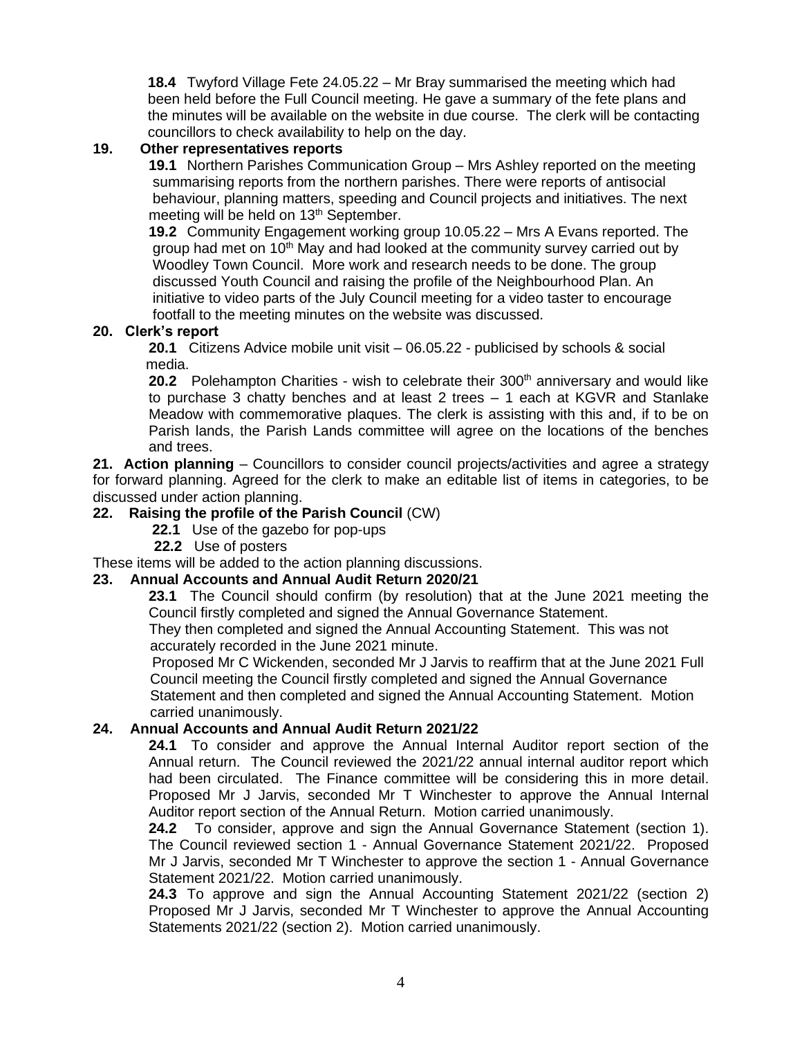**18.4** Twyford Village Fete 24.05.22 – Mr Bray summarised the meeting which had been held before the Full Council meeting. He gave a summary of the fete plans and the minutes will be available on the website in due course. The clerk will be contacting councillors to check availability to help on the day.

**19. Other representatives reports**

**19.1** Northern Parishes Communication Group – Mrs Ashley reported on the meeting summarising reports from the northern parishes. There were reports of antisocial behaviour, planning matters, speeding and Council projects and initiatives. The next meeting will be held on 13th September.

**19.2** Community Engagement working group 10.05.22 – Mrs A Evans reported. The group had met on 10th May and had looked at the community survey carried out by Woodley Town Council. More work and research needs to be done. The group discussed Youth Council and raising the profile of the Neighbourhood Plan. An initiative to video parts of the July Council meeting for a video taster to encourage footfall to the meeting minutes on the website was discussed.

**20. Clerk's report**

**20.1** Citizens Advice mobile unit visit – 06.05.22 - publicised by schools & social media.

**20.2** Polehampton Charities - wish to celebrate their 300th anniversary and would like to purchase 3 chatty benches and at least 2 trees – 1 each at KGVR and Stanlake Meadow with commemorative plaques. The clerk is assisting with this and, if to be on Parish lands, the Parish Lands committee will agree on the locations of the benches and trees.

**21. Action planning** – Councillors to consider council projects/activities and agree a strategy for forward planning. Agreed for the clerk to make an editable list of items in categories, to be discussed under action planning.

**22. Raising the profile of the Parish Council** (CW)

**22.1** Use of the gazebo for pop-ups

**22.2** Use of posters

These items will be added to the action planning discussions.

**23. Annual Accounts and Annual Audit Return 2020/21**

**23.1** The Council should confirm (by resolution) that at the June 2021 meeting the Council firstly completed and signed the Annual Governance Statement.
They then completed and signed the Annual Accounting Statement. This was not accurately recorded in the June 2021 minute.
Proposed Mr C Wickenden, seconded Mr J Jarvis to reaffirm that at the June 2021 Full Council meeting the Council firstly completed and signed the Annual Governance Statement and then completed and signed the Annual Accounting Statement. Motion carried unanimously.

**24. Annual Accounts and Annual Audit Return 2021/22**

**24.1** To consider and approve the Annual Internal Auditor report section of the Annual return. The Council reviewed the 2021/22 annual internal auditor report which had been circulated. The Finance committee will be considering this in more detail. Proposed Mr J Jarvis, seconded Mr T Winchester to approve the Annual Internal Auditor report section of the Annual Return. Motion carried unanimously.

**24.2** To consider, approve and sign the Annual Governance Statement (section 1). The Council reviewed section 1 - Annual Governance Statement 2021/22. Proposed Mr J Jarvis, seconded Mr T Winchester to approve the section 1 - Annual Governance Statement 2021/22. Motion carried unanimously.

**24.3** To approve and sign the Annual Accounting Statement 2021/22 (section 2) Proposed Mr J Jarvis, seconded Mr T Winchester to approve the Annual Accounting Statements 2021/22 (section 2). Motion carried unanimously.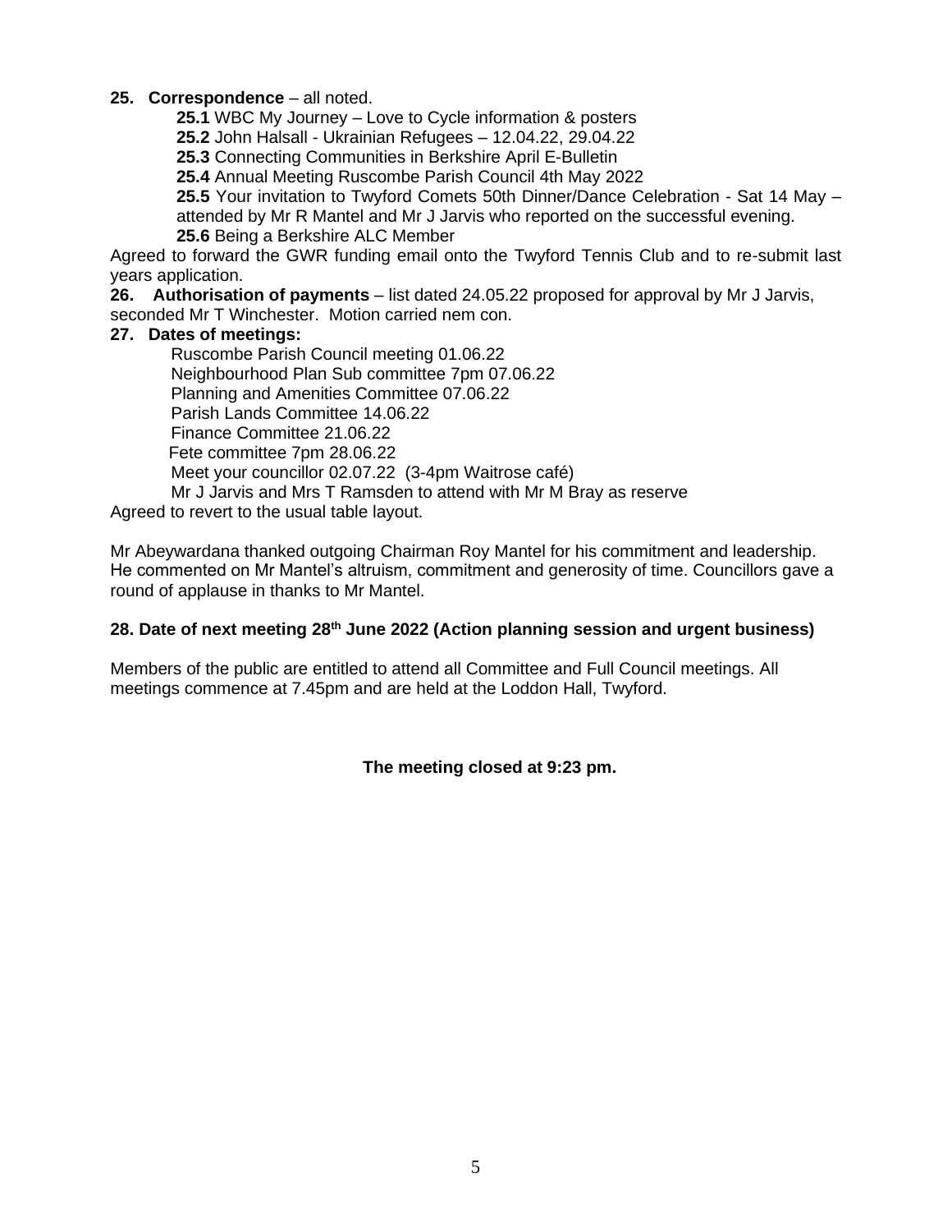**25. Correspondence** – all noted.

- **25.1** WBC My Journey – Love to Cycle information & posters
- **25.2** John Halsall - Ukrainian Refugees – 12.04.22, 29.04.22
- **25.3** Connecting Communities in Berkshire April E-Bulletin
- **25.4** Annual Meeting Ruscombe Parish Council 4th May 2022
- **25.5** Your invitation to Twyford Comets 50th Dinner/Dance Celebration - Sat 14 May – attended by Mr R Mantel and Mr J Jarvis who reported on the successful evening.
- **25.6** Being a Berkshire ALC Member

Agreed to forward the GWR funding email onto the Twyford Tennis Club and to re-submit last years application.

**26. Authorisation of payments** – list dated 24.05.22 proposed for approval by Mr J Jarvis, seconded Mr T Winchester. Motion carried nem con.

**27. Dates of meetings:**

Ruscombe Parish Council meeting 01.06.22
Neighbourhood Plan Sub committee 7pm 07.06.22
Planning and Amenities Committee 07.06.22
Parish Lands Committee 14.06.22
Finance Committee 21.06.22
Fete committee 7pm 28.06.22
Meet your councillor 02.07.22 (3-4pm Waitrose café)
Mr J Jarvis and Mrs T Ramsden to attend with Mr M Bray as reserve

Agreed to revert to the usual table layout.

Mr Abeywardana thanked outgoing Chairman Roy Mantel for his commitment and leadership. He commented on Mr Mantel's altruism, commitment and generosity of time. Councillors gave a round of applause in thanks to Mr Mantel.

**28. Date of next meeting 28th June 2022 (Action planning session and urgent business)**

Members of the public are entitled to attend all Committee and Full Council meetings. All meetings commence at 7.45pm and are held at the Loddon Hall, Twyford.

**The meeting closed at 9:23 pm.**